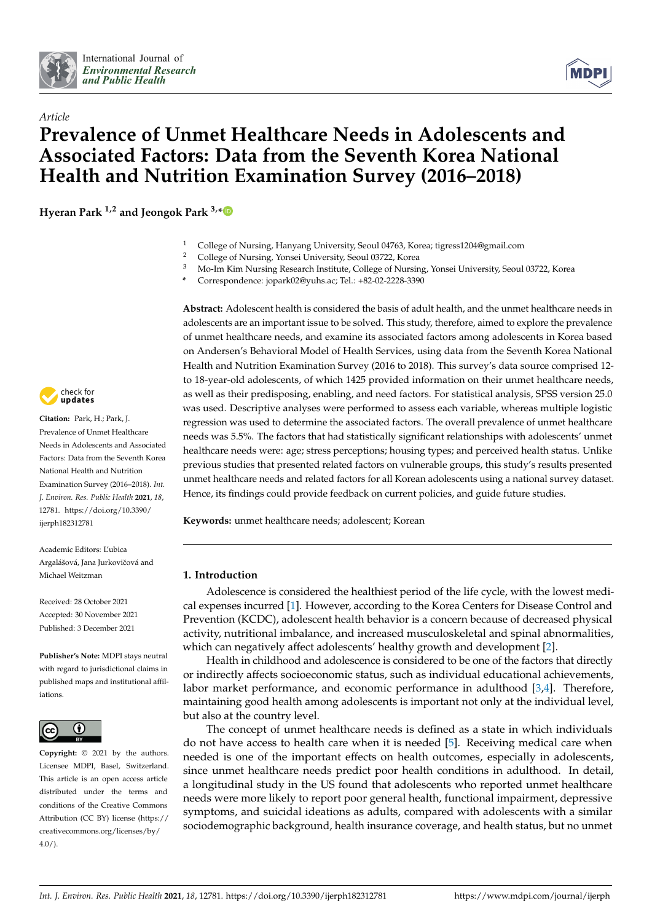Article

# Prevalence of Unmet Healthcare Needs in Adolescents and Associated Factors: Data from the Seventh Korea National Health and Nutrition Examination Survey (2016–2018)

**Hyeran Park [1,2] and Jeongok Park [3,*]**

[1] College of Nursing, Hanyang University, Seoul 04763, Korea; tigress1204@gmail.com
[2] College of Nursing, Yonsei University, Seoul 03722, Korea
[3] Mo-Im Kim Nursing Research Institute, College of Nursing, Yonsei University, Seoul 03722, Korea
* Correspondence: jopark02@yuhs.ac; Tel.: +82-02-2228-3390

**Abstract:** Adolescent health is considered the basis of adult health, and the unmet healthcare needs in adolescents are an important issue to be solved. This study, therefore, aimed to explore the prevalence of unmet healthcare needs, and examine its associated factors among adolescents in Korea based on Andersen's Behavioral Model of Health Services, using data from the Seventh Korea National Health and Nutrition Examination Survey (2016 to 2018). This survey's data source comprised 12- to 18-year-old adolescents, of which 1425 provided information on their unmet healthcare needs, as well as their predisposing, enabling, and need factors. For statistical analysis, SPSS version 25.0 was used. Descriptive analyses were performed to assess each variable, whereas multiple logistic regression was used to determine the associated factors. The overall prevalence of unmet healthcare needs was 5.5%. The factors that had statistically significant relationships with adolescents' unmet healthcare needs were: age; stress perceptions; housing types; and perceived health status. Unlike previous studies that presented related factors on vulnerable groups, this study's results presented unmet healthcare needs and related factors for all Korean adolescents using a national survey dataset. Hence, its findings could provide feedback on current policies, and guide future studies.

**Keywords:** unmet healthcare needs; adolescent; Korean

**Citation:** Park, H.; Park, J. Prevalence of Unmet Healthcare Needs in Adolescents and Associated Factors: Data from the Seventh Korea National Health and Nutrition Examination Survey (2016–2018). *Int. J. Environ. Res. Public Health* **2021**, *18*, 12781. https://doi.org/10.3390/ijerph182312781

Academic Editors: Ľubica Argalášová, Jana Jurkovičová and Michael Weitzman

Received: 28 October 2021
Accepted: 30 November 2021
Published: 3 December 2021

**Publisher's Note:** MDPI stays neutral with regard to jurisdictional claims in published maps and institutional affiliations.

**Copyright:** © 2021 by the authors. Licensee MDPI, Basel, Switzerland. This article is an open access article distributed under the terms and conditions of the Creative Commons Attribution (CC BY) license (https://creativecommons.org/licenses/by/4.0/).

## 1. Introduction

Adolescence is considered the healthiest period of the life cycle, with the lowest medical expenses incurred [1]. However, according to the Korea Centers for Disease Control and Prevention (KCDC), adolescent health behavior is a concern because of decreased physical activity, nutritional imbalance, and increased musculoskeletal and spinal abnormalities, which can negatively affect adolescents' healthy growth and development [2].

Health in childhood and adolescence is considered to be one of the factors that directly or indirectly affects socioeconomic status, such as individual educational achievements, labor market performance, and economic performance in adulthood [3,4]. Therefore, maintaining good health among adolescents is important not only at the individual level, but also at the country level.

The concept of unmet healthcare needs is defined as a state in which individuals do not have access to health care when it is needed [5]. Receiving medical care when needed is one of the important effects on health outcomes, especially in adolescents, since unmet healthcare needs predict poor health conditions in adulthood. In detail, a longitudinal study in the US found that adolescents who reported unmet healthcare needs were more likely to report poor general health, functional impairment, depressive symptoms, and suicidal ideations as adults, compared with adolescents with a similar sociodemographic background, health insurance coverage, and health status, but no unmet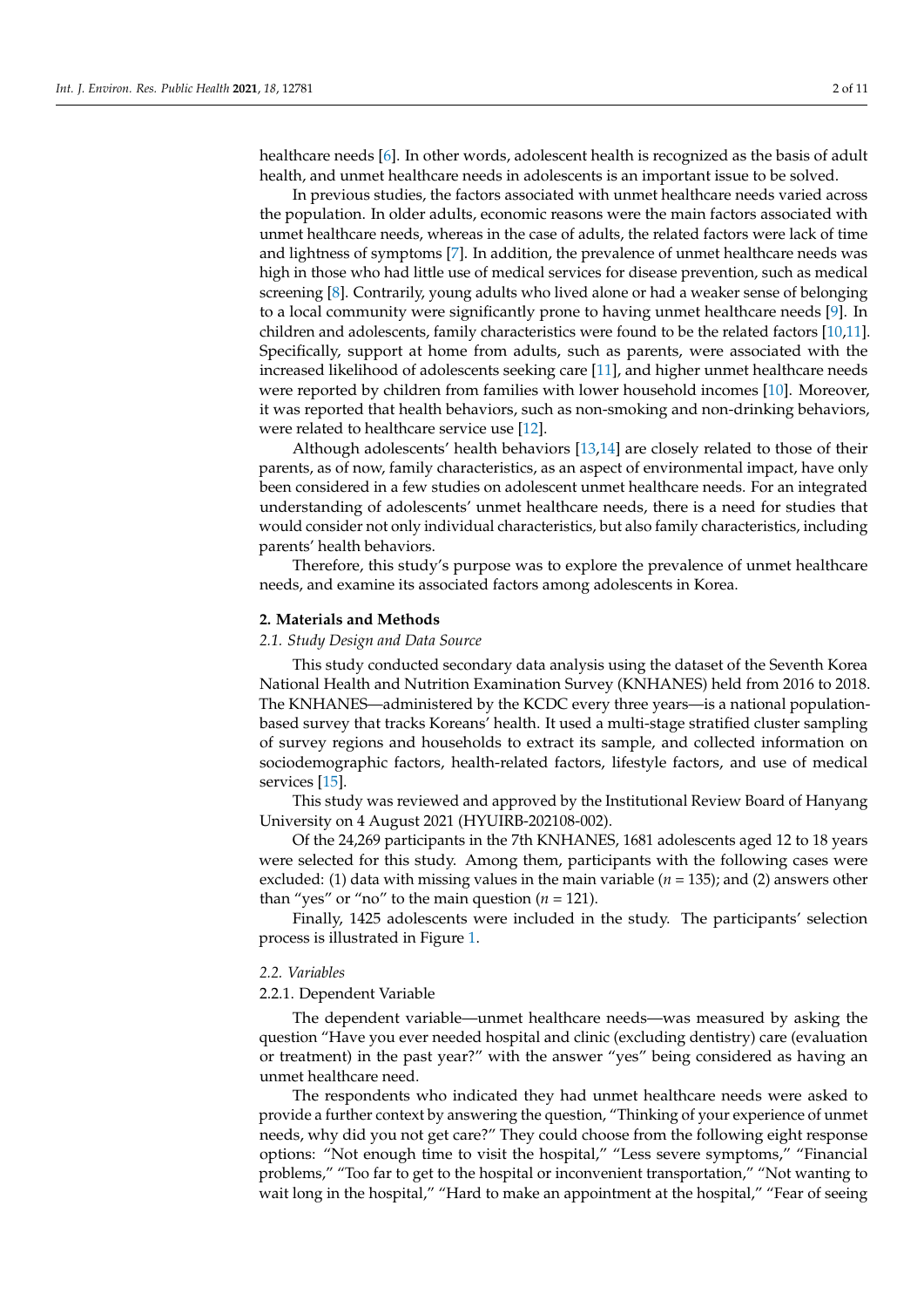healthcare needs [6]. In other words, adolescent health is recognized as the basis of adult health, and unmet healthcare needs in adolescents is an important issue to be solved.

In previous studies, the factors associated with unmet healthcare needs varied across the population. In older adults, economic reasons were the main factors associated with unmet healthcare needs, whereas in the case of adults, the related factors were lack of time and lightness of symptoms [7]. In addition, the prevalence of unmet healthcare needs was high in those who had little use of medical services for disease prevention, such as medical screening [8]. Contrarily, young adults who lived alone or had a weaker sense of belonging to a local community were significantly prone to having unmet healthcare needs [9]. In children and adolescents, family characteristics were found to be the related factors [10,11]. Specifically, support at home from adults, such as parents, were associated with the increased likelihood of adolescents seeking care [11], and higher unmet healthcare needs were reported by children from families with lower household incomes [10]. Moreover, it was reported that health behaviors, such as non-smoking and non-drinking behaviors, were related to healthcare service use [12].

Although adolescents' health behaviors [13,14] are closely related to those of their parents, as of now, family characteristics, as an aspect of environmental impact, have only been considered in a few studies on adolescent unmet healthcare needs. For an integrated understanding of adolescents' unmet healthcare needs, there is a need for studies that would consider not only individual characteristics, but also family characteristics, including parents' health behaviors.

Therefore, this study's purpose was to explore the prevalence of unmet healthcare needs, and examine its associated factors among adolescents in Korea.

## 2. Materials and Methods

### *2.1. Study Design and Data Source*

This study conducted secondary data analysis using the dataset of the Seventh Korea National Health and Nutrition Examination Survey (KNHANES) held from 2016 to 2018. The KNHANES—administered by the KCDC every three years—is a national population-based survey that tracks Koreans' health. It used a multi-stage stratified cluster sampling of survey regions and households to extract its sample, and collected information on sociodemographic factors, health-related factors, lifestyle factors, and use of medical services [15].

This study was reviewed and approved by the Institutional Review Board of Hanyang University on 4 August 2021 (HYUIRB-202108-002).

Of the 24,269 participants in the 7th KNHANES, 1681 adolescents aged 12 to 18 years were selected for this study. Among them, participants with the following cases were excluded: (1) data with missing values in the main variable ($n$ = 135); and (2) answers other than "yes" or "no" to the main question ($n$ = 121).

Finally, 1425 adolescents were included in the study. The participants' selection process is illustrated in Figure 1.

### *2.2. Variables*

#### 2.2.1. Dependent Variable

The dependent variable—unmet healthcare needs—was measured by asking the question "Have you ever needed hospital and clinic (excluding dentistry) care (evaluation or treatment) in the past year?" with the answer "yes" being considered as having an unmet healthcare need.

The respondents who indicated they had unmet healthcare needs were asked to provide a further context by answering the question, "Thinking of your experience of unmet needs, why did you not get care?" They could choose from the following eight response options: "Not enough time to visit the hospital," "Less severe symptoms," "Financial problems," "Too far to get to the hospital or inconvenient transportation," "Not wanting to wait long in the hospital," "Hard to make an appointment at the hospital," "Fear of seeing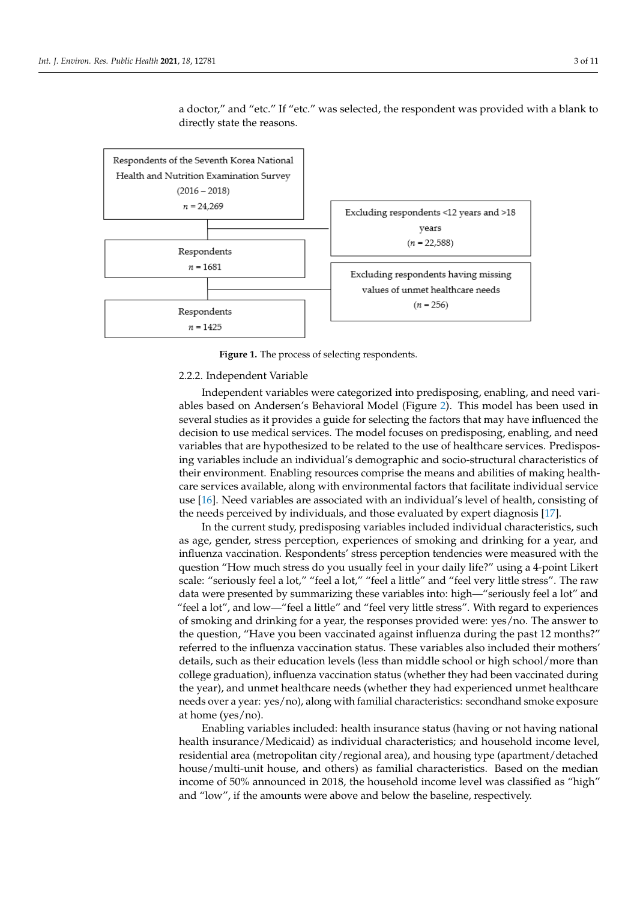a doctor," and "etc." If "etc." was selected, the respondent was provided with a blank to directly state the reasons.

Respondents of the Seventh Korea National Health and Nutrition Examination Survey (2016 – 2018) $n$ = 24,269

Excluding respondents <12 years and >18 years ($n$ = 22,588)

Respondents $n$ = 1681

Excluding respondents having missing values of unmet healthcare needs ($n$ = 256)

Respondents $n$ = 1425

**Figure 1.** The process of selecting respondents.

### 2.2.2. Independent Variable

Independent variables were categorized into predisposing, enabling, and need variables based on Andersen's Behavioral Model (Figure 2). This model has been used in several studies as it provides a guide for selecting the factors that may have influenced the decision to use medical services. The model focuses on predisposing, enabling, and need variables that are hypothesized to be related to the use of healthcare services. Predisposing variables include an individual's demographic and socio-structural characteristics of their environment. Enabling resources comprise the means and abilities of making healthcare services available, along with environmental factors that facilitate individual service use [16]. Need variables are associated with an individual's level of health, consisting of the needs perceived by individuals, and those evaluated by expert diagnosis [17].

In the current study, predisposing variables included individual characteristics, such as age, gender, stress perception, experiences of smoking and drinking for a year, and influenza vaccination. Respondents' stress perception tendencies were measured with the question "How much stress do you usually feel in your daily life?" using a 4-point Likert scale: "seriously feel a lot," "feel a lot," "feel a little" and "feel very little stress". The raw data were presented by summarizing these variables into: high—"seriously feel a lot" and "feel a lot", and low—"feel a little" and "feel very little stress". With regard to experiences of smoking and drinking for a year, the responses provided were: yes/no. The answer to the question, "Have you been vaccinated against influenza during the past 12 months?" referred to the influenza vaccination status. These variables also included their mothers' details, such as their education levels (less than middle school or high school/more than college graduation), influenza vaccination status (whether they had been vaccinated during the year), and unmet healthcare needs (whether they had experienced unmet healthcare needs over a year: yes/no), along with familial characteristics: secondhand smoke exposure at home (yes/no).

Enabling variables included: health insurance status (having or not having national health insurance/Medicaid) as individual characteristics; and household income level, residential area (metropolitan city/regional area), and housing type (apartment/detached house/multi-unit house, and others) as familial characteristics. Based on the median income of 50% announced in 2018, the household income level was classified as "high" and "low", if the amounts were above and below the baseline, respectively.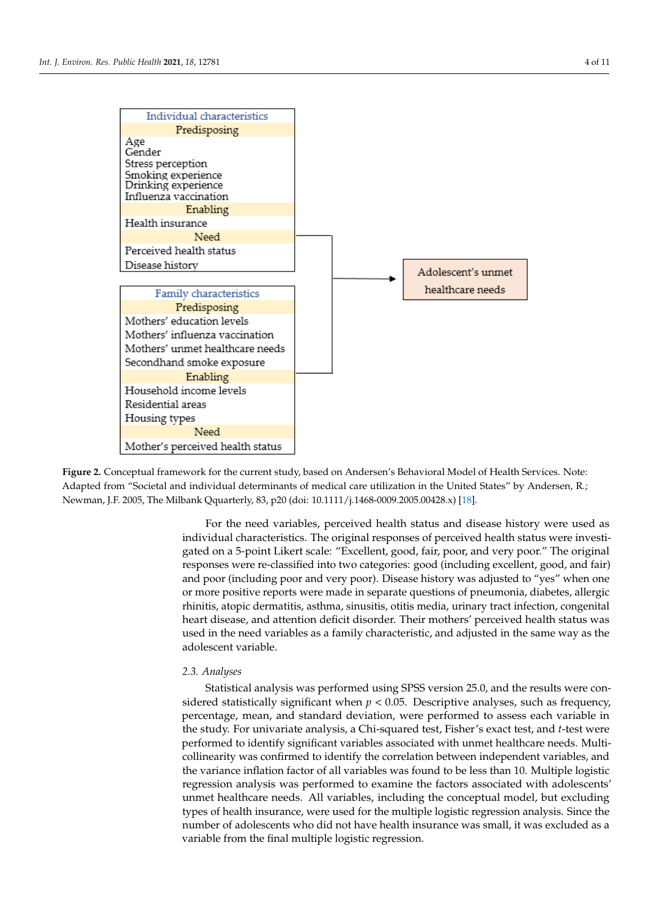Individual characteristics

Predisposing
- Age
- Gender
- Stress perception
- Smoking experience
- Drinking experience
- Influenza vaccination

Enabling
- Health insurance

Need
- Perceived health status
- Disease history

Family characteristics

Predisposing
- Mothers' education levels
- Mothers' influenza vaccination
- Mothers' unmet healthcare needs
- Secondhand smoke exposure

Enabling
- Household income levels
- Residential areas
- Housing types

Need
- Mother's perceived health status

→ Adolescent's unmet healthcare needs

**Figure 2.** Conceptual framework for the current study, based on Andersen's Behavioral Model of Health Services. Note: Adapted from "Societal and individual determinants of medical care utilization in the United States" by Andersen, R.; Newman, J.F. 2005, The Milbank Qquarterly, 83, p20 (doi: 10.1111/j.1468-0009.2005.00428.x) [18].

For the need variables, perceived health status and disease history were used as individual characteristics. The original responses of perceived health status were investigated on a 5-point Likert scale: "Excellent, good, fair, poor, and very poor." The original responses were re-classified into two categories: good (including excellent, good, and fair) and poor (including poor and very poor). Disease history was adjusted to "yes" when one or more positive reports were made in separate questions of pneumonia, diabetes, allergic rhinitis, atopic dermatitis, asthma, sinusitis, otitis media, urinary tract infection, congenital heart disease, and attention deficit disorder. Their mothers' perceived health status was used in the need variables as a family characteristic, and adjusted in the same way as the adolescent variable.

### 2.3. Analyses

Statistical analysis was performed using SPSS version 25.0, and the results were considered statistically significant when $p < 0.05$. Descriptive analyses, such as frequency, percentage, mean, and standard deviation, were performed to assess each variable in the study. For univariate analysis, a Chi-squared test, Fisher's exact test, and *t*-test were performed to identify significant variables associated with unmet healthcare needs. Multicollinearity was confirmed to identify the correlation between independent variables, and the variance inflation factor of all variables was found to be less than 10. Multiple logistic regression analysis was performed to examine the factors associated with adolescents' unmet healthcare needs. All variables, including the conceptual model, but excluding types of health insurance, were used for the multiple logistic regression analysis. Since the number of adolescents who did not have health insurance was small, it was excluded as a variable from the final multiple logistic regression.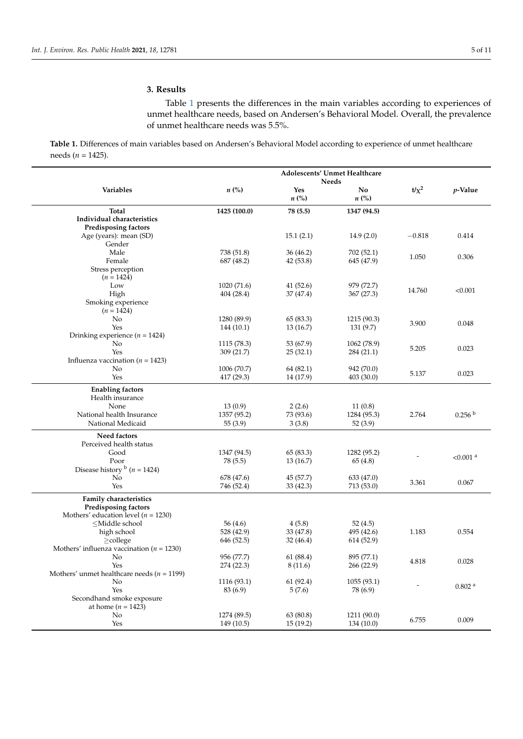## 3. Results

Table 1 presents the differences in the main variables according to experiences of unmet healthcare needs, based on Andersen's Behavioral Model. Overall, the prevalence of unmet healthcare needs was 5.5%.

**Table 1.** Differences of main variables based on Andersen's Behavioral Model according to experience of unmet healthcare needs ($n$ = 1425).

| Variables | $n$ (%) | Adolescents' Unmet Healthcare Needs | | $t/\chi^2$ | $p$-Value |
|---|---|---|---|---|---|
| | | Yes $n$ (%) | No $n$ (%) | | |
| **Total** | **1425 (100.0)** | **78 (5.5)** | **1347 (94.5)** | | |
| **Individual characteristics** | | | | | |
| **Predisposing factors** | | | | | |
| Age (years): mean (SD) | | 15.1 (2.1) | 14.9 (2.0) | −0.818 | 0.414 |
| Gender | | | | | |
| Male | 738 (51.8) | 36 (46.2) | 702 (52.1) | 1.050 | 0.306 |
| Female | 687 (48.2) | 42 (53.8) | 645 (47.9) | | |
| Stress perception ($n$ = 1424) | | | | | |
| Low | 1020 (71.6) | 41 (52.6) | 979 (72.7) | 14.760 | <0.001 |
| High | 404 (28.4) | 37 (47.4) | 367 (27.3) | | |
| Smoking experience ($n$ = 1424) | | | | | |
| No | 1280 (89.9) | 65 (83.3) | 1215 (90.3) | 3.900 | 0.048 |
| Yes | 144 (10.1) | 13 (16.7) | 131 (9.7) | | |
| Drinking experience ($n$ = 1424) | | | | | |
| No | 1115 (78.3) | 53 (67.9) | 1062 (78.9) | 5.205 | 0.023 |
| Yes | 309 (21.7) | 25 (32.1) | 284 (21.1) | | |
| Influenza vaccination ($n$ = 1423) | | | | | |
| No | 1006 (70.7) | 64 (82.1) | 942 (70.0) | 5.137 | 0.023 |
| Yes | 417 (29.3) | 14 (17.9) | 403 (30.0) | | |
| **Enabling factors** | | | | | |
| Health insurance | | | | | |
| None | 13 (0.9) | 2 (2.6) | 11 (0.8) | 2.764 | 0.256 [b] |
| National health Insurance | 1357 (95.2) | 73 (93.6) | 1284 (95.3) | | |
| National Medicaid | 55 (3.9) | 3 (3.8) | 52 (3.9) | | |
| **Need factors** | | | | | |
| Perceived health status | | | | | |
| Good | 1347 (94.5) | 65 (83.3) | 1282 (95.2) | - | <0.001 [a] |
| Poor | 78 (5.5) | 13 (16.7) | 65 (4.8) | | |
| Disease history [b] ($n$ = 1424) | | | | | |
| No | 678 (47.6) | 45 (57.7) | 633 (47.0) | 3.361 | 0.067 |
| Yes | 746 (52.4) | 33 (42.3) | 713 (53.0) | | |
| **Family characteristics** | | | | | |
| **Predisposing factors** | | | | | |
| Mothers' education level ($n$ = 1230) | | | | | |
| ≤Middle school | 56 (4.6) | 4 (5.8) | 52 (4.5) | 1.183 | 0.554 |
| high school | 528 (42.9) | 33 (47.8) | 495 (42.6) | | |
| ≥college | 646 (52.5) | 32 (46.4) | 614 (52.9) | | |
| Mothers' influenza vaccination ($n$ = 1230) | | | | | |
| No | 956 (77.7) | 61 (88.4) | 895 (77.1) | 4.818 | 0.028 |
| Yes | 274 (22.3) | 8 (11.6) | 266 (22.9) | | |
| Mothers' unmet healthcare needs ($n$ = 1199) | | | | | |
| No | 1116 (93.1) | 61 (92.4) | 1055 (93.1) | - | 0.802 [a] |
| Yes | 83 (6.9) | 5 (7.6) | 78 (6.9) | | |
| Secondhand smoke exposure at home ($n$ = 1423) | | | | | |
| No | 1274 (89.5) | 63 (80.8) | 1211 (90.0) | 6.755 | 0.009 |
| Yes | 149 (10.5) | 15 (19.2) | 134 (10.0) | | |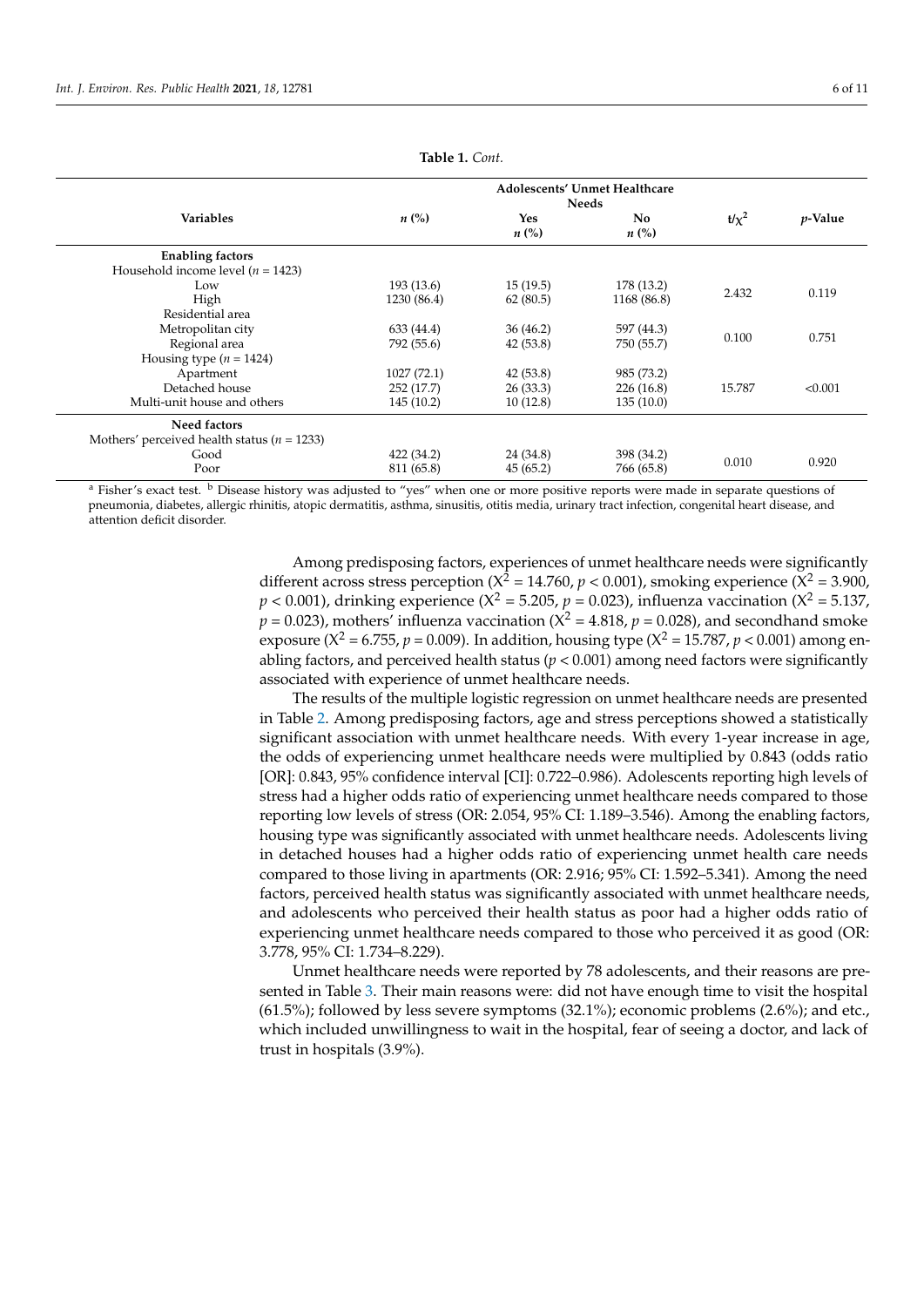**Table 1.** *Cont.*

| Variables | n (%) | Adolescents' Unmet Healthcare Needs | | $t/\chi^2$ | p-Value |
|---|---|---|---|---|---|
| | | Yes n (%) | No n (%) | | |
| **Enabling factors** | | | | | |
| Household income level (n = 1423) | | | | | |
| Low | 193 (13.6) | 15 (19.5) | 178 (13.2) | 2.432 | 0.119 |
| High | 1230 (86.4) | 62 (80.5) | 1168 (86.8) | | |
| Residential area | | | | | |
| Metropolitan city | 633 (44.4) | 36 (46.2) | 597 (44.3) | 0.100 | 0.751 |
| Regional area | 792 (55.6) | 42 (53.8) | 750 (55.7) | | |
| Housing type (n = 1424) | | | | | |
| Apartment | 1027 (72.1) | 42 (53.8) | 985 (73.2) | 15.787 | <0.001 |
| Detached house | 252 (17.7) | 26 (33.3) | 226 (16.8) | | |
| Multi-unit house and others | 145 (10.2) | 10 (12.8) | 135 (10.0) | | |
| **Need factors** | | | | | |
| Mothers' perceived health status (n = 1233) | | | | | |
| Good | 422 (34.2) | 24 (34.8) | 398 (34.2) | 0.010 | 0.920 |
| Poor | 811 (65.8) | 45 (65.2) | 766 (65.8) | | |

[a] Fisher's exact test. [b] Disease history was adjusted to "yes" when one or more positive reports were made in separate questions of pneumonia, diabetes, allergic rhinitis, atopic dermatitis, asthma, sinusitis, otitis media, urinary tract infection, congenital heart disease, and attention deficit disorder.

Among predisposing factors, experiences of unmet healthcare needs were significantly different across stress perception ($X^2 = 14.760$, $p < 0.001$), smoking experience ($X^2 = 3.900$, $p < 0.001$), drinking experience ($X^2 = 5.205$, $p = 0.023$), influenza vaccination ($X^2 = 5.137$, $p = 0.023$), mothers' influenza vaccination ($X^2 = 4.818$, $p = 0.028$), and secondhand smoke exposure ($X^2 = 6.755$, $p = 0.009$). In addition, housing type ($X^2 = 15.787$, $p < 0.001$) among enabling factors, and perceived health status ($p < 0.001$) among need factors were significantly associated with experience of unmet healthcare needs.

The results of the multiple logistic regression on unmet healthcare needs are presented in Table 2. Among predisposing factors, age and stress perceptions showed a statistically significant association with unmet healthcare needs. With every 1-year increase in age, the odds of experiencing unmet healthcare needs were multiplied by 0.843 (odds ratio [OR]: 0.843, 95% confidence interval [CI]: 0.722–0.986). Adolescents reporting high levels of stress had a higher odds ratio of experiencing unmet healthcare needs compared to those reporting low levels of stress (OR: 2.054, 95% CI: 1.189–3.546). Among the enabling factors, housing type was significantly associated with unmet healthcare needs. Adolescents living in detached houses had a higher odds ratio of experiencing unmet health care needs compared to those living in apartments (OR: 2.916; 95% CI: 1.592–5.341). Among the need factors, perceived health status was significantly associated with unmet healthcare needs, and adolescents who perceived their health status as poor had a higher odds ratio of experiencing unmet healthcare needs compared to those who perceived it as good (OR: 3.778, 95% CI: 1.734–8.229).

Unmet healthcare needs were reported by 78 adolescents, and their reasons are presented in Table 3. Their main reasons were: did not have enough time to visit the hospital (61.5%); followed by less severe symptoms (32.1%); economic problems (2.6%); and etc., which included unwillingness to wait in the hospital, fear of seeing a doctor, and lack of trust in hospitals (3.9%).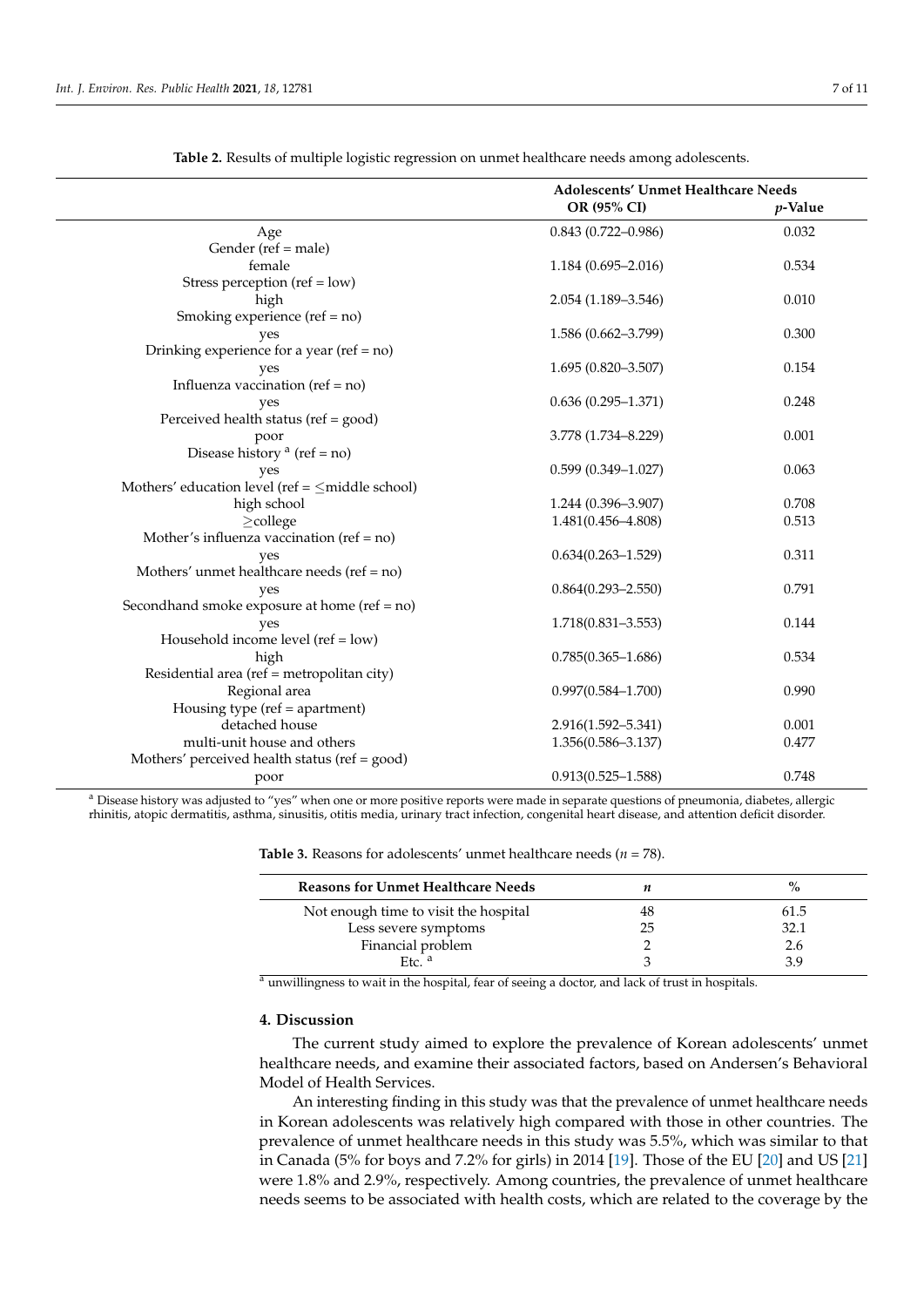**Table 2.** Results of multiple logistic regression on unmet healthcare needs among adolescents.

| | Adolescents' Unmet Healthcare Needs | |
|---|---|---|
| | OR (95% CI) | *p*-Value |
| Age | 0.843 (0.722–0.986) | 0.032 |
| Gender (ref = male) | | |
| female | 1.184 (0.695–2.016) | 0.534 |
| Stress perception (ref = low) | | |
| high | 2.054 (1.189–3.546) | 0.010 |
| Smoking experience (ref = no) | | |
| yes | 1.586 (0.662–3.799) | 0.300 |
| Drinking experience for a year (ref = no) | | |
| yes | 1.695 (0.820–3.507) | 0.154 |
| Influenza vaccination (ref = no) | | |
| yes | 0.636 (0.295–1.371) | 0.248 |
| Perceived health status (ref = good) | | |
| poor | 3.778 (1.734–8.229) | 0.001 |
| Disease history [a] (ref = no) | | |
| yes | 0.599 (0.349–1.027) | 0.063 |
| Mothers' education level (ref = ≤middle school) | | |
| high school | 1.244 (0.396–3.907) | 0.708 |
| ≥college | 1.481(0.456–4.808) | 0.513 |
| Mother's influenza vaccination (ref = no) | | |
| yes | 0.634(0.263–1.529) | 0.311 |
| Mothers' unmet healthcare needs (ref = no) | | |
| yes | 0.864(0.293–2.550) | 0.791 |
| Secondhand smoke exposure at home (ref = no) | | |
| yes | 1.718(0.831–3.553) | 0.144 |
| Household income level (ref = low) | | |
| high | 0.785(0.365–1.686) | 0.534 |
| Residential area (ref = metropolitan city) | | |
| Regional area | 0.997(0.584–1.700) | 0.990 |
| Housing type (ref = apartment) | | |
| detached house | 2.916(1.592–5.341) | 0.001 |
| multi-unit house and others | 1.356(0.586–3.137) | 0.477 |
| Mothers' perceived health status (ref = good) | | |
| poor | 0.913(0.525–1.588) | 0.748 |

[a] Disease history was adjusted to "yes" when one or more positive reports were made in separate questions of pneumonia, diabetes, allergic rhinitis, atopic dermatitis, asthma, sinusitis, otitis media, urinary tract infection, congenital heart disease, and attention deficit disorder.

**Table 3.** Reasons for adolescents' unmet healthcare needs ($n$ = 78).

| Reasons for Unmet Healthcare Needs | *n* | % |
|---|---|---|
| Not enough time to visit the hospital | 48 | 61.5 |
| Less severe symptoms | 25 | 32.1 |
| Financial problem | 2 | 2.6 |
| Etc. [a] | 3 | 3.9 |

[a] unwillingness to wait in the hospital, fear of seeing a doctor, and lack of trust in hospitals.

## 4. Discussion

The current study aimed to explore the prevalence of Korean adolescents' unmet healthcare needs, and examine their associated factors, based on Andersen's Behavioral Model of Health Services.

An interesting finding in this study was that the prevalence of unmet healthcare needs in Korean adolescents was relatively high compared with those in other countries. The prevalence of unmet healthcare needs in this study was 5.5%, which was similar to that in Canada (5% for boys and 7.2% for girls) in 2014 [19]. Those of the EU [20] and US [21] were 1.8% and 2.9%, respectively. Among countries, the prevalence of unmet healthcare needs seems to be associated with health costs, which are related to the coverage by the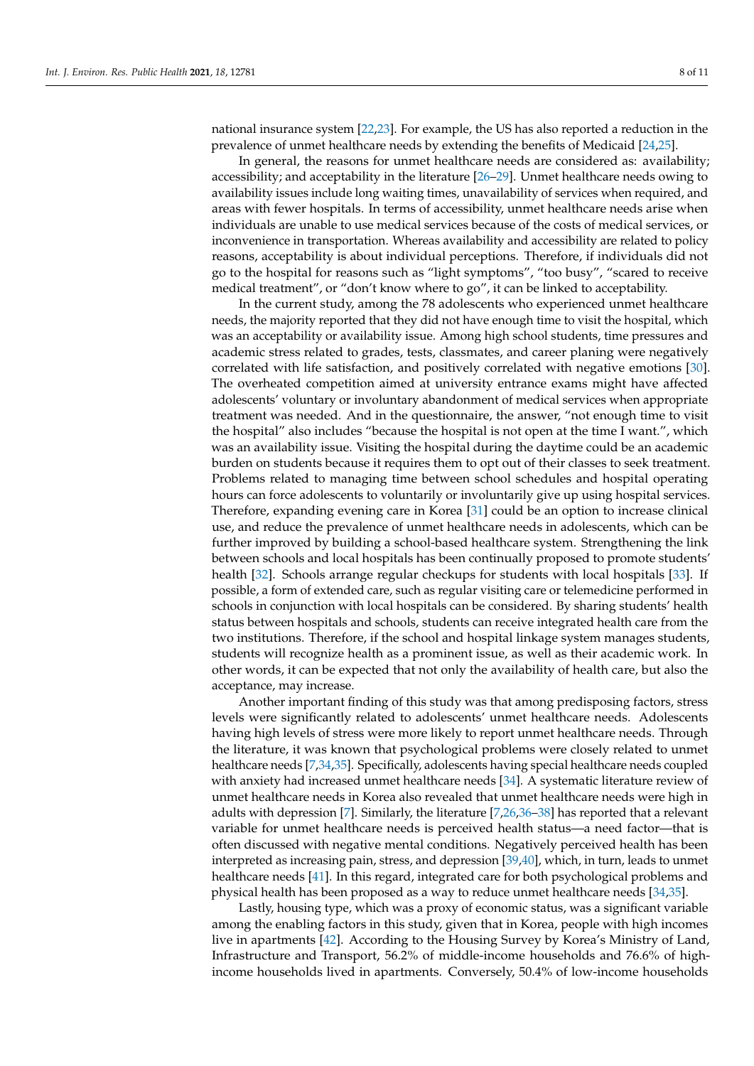national insurance system [22,23]. For example, the US has also reported a reduction in the prevalence of unmet healthcare needs by extending the benefits of Medicaid [24,25].

In general, the reasons for unmet healthcare needs are considered as: availability; accessibility; and acceptability in the literature [26–29]. Unmet healthcare needs owing to availability issues include long waiting times, unavailability of services when required, and areas with fewer hospitals. In terms of accessibility, unmet healthcare needs arise when individuals are unable to use medical services because of the costs of medical services, or inconvenience in transportation. Whereas availability and accessibility are related to policy reasons, acceptability is about individual perceptions. Therefore, if individuals did not go to the hospital for reasons such as "light symptoms", "too busy", "scared to receive medical treatment", or "don't know where to go", it can be linked to acceptability.

In the current study, among the 78 adolescents who experienced unmet healthcare needs, the majority reported that they did not have enough time to visit the hospital, which was an acceptability or availability issue. Among high school students, time pressures and academic stress related to grades, tests, classmates, and career planing were negatively correlated with life satisfaction, and positively correlated with negative emotions [30]. The overheated competition aimed at university entrance exams might have affected adolescents' voluntary or involuntary abandonment of medical services when appropriate treatment was needed. And in the questionnaire, the answer, "not enough time to visit the hospital" also includes "because the hospital is not open at the time I want.", which was an availability issue. Visiting the hospital during the daytime could be an academic burden on students because it requires them to opt out of their classes to seek treatment. Problems related to managing time between school schedules and hospital operating hours can force adolescents to voluntarily or involuntarily give up using hospital services. Therefore, expanding evening care in Korea [31] could be an option to increase clinical use, and reduce the prevalence of unmet healthcare needs in adolescents, which can be further improved by building a school-based healthcare system. Strengthening the link between schools and local hospitals has been continually proposed to promote students' health [32]. Schools arrange regular checkups for students with local hospitals [33]. If possible, a form of extended care, such as regular visiting care or telemedicine performed in schools in conjunction with local hospitals can be considered. By sharing students' health status between hospitals and schools, students can receive integrated health care from the two institutions. Therefore, if the school and hospital linkage system manages students, students will recognize health as a prominent issue, as well as their academic work. In other words, it can be expected that not only the availability of health care, but also the acceptance, may increase.

Another important finding of this study was that among predisposing factors, stress levels were significantly related to adolescents' unmet healthcare needs. Adolescents having high levels of stress were more likely to report unmet healthcare needs. Through the literature, it was known that psychological problems were closely related to unmet healthcare needs [7,34,35]. Specifically, adolescents having special healthcare needs coupled with anxiety had increased unmet healthcare needs [34]. A systematic literature review of unmet healthcare needs in Korea also revealed that unmet healthcare needs were high in adults with depression [7]. Similarly, the literature [7,26,36–38] has reported that a relevant variable for unmet healthcare needs is perceived health status—a need factor—that is often discussed with negative mental conditions. Negatively perceived health has been interpreted as increasing pain, stress, and depression [39,40], which, in turn, leads to unmet healthcare needs [41]. In this regard, integrated care for both psychological problems and physical health has been proposed as a way to reduce unmet healthcare needs [34,35].

Lastly, housing type, which was a proxy of economic status, was a significant variable among the enabling factors in this study, given that in Korea, people with high incomes live in apartments [42]. According to the Housing Survey by Korea's Ministry of Land, Infrastructure and Transport, 56.2% of middle-income households and 76.6% of high-income households lived in apartments. Conversely, 50.4% of low-income households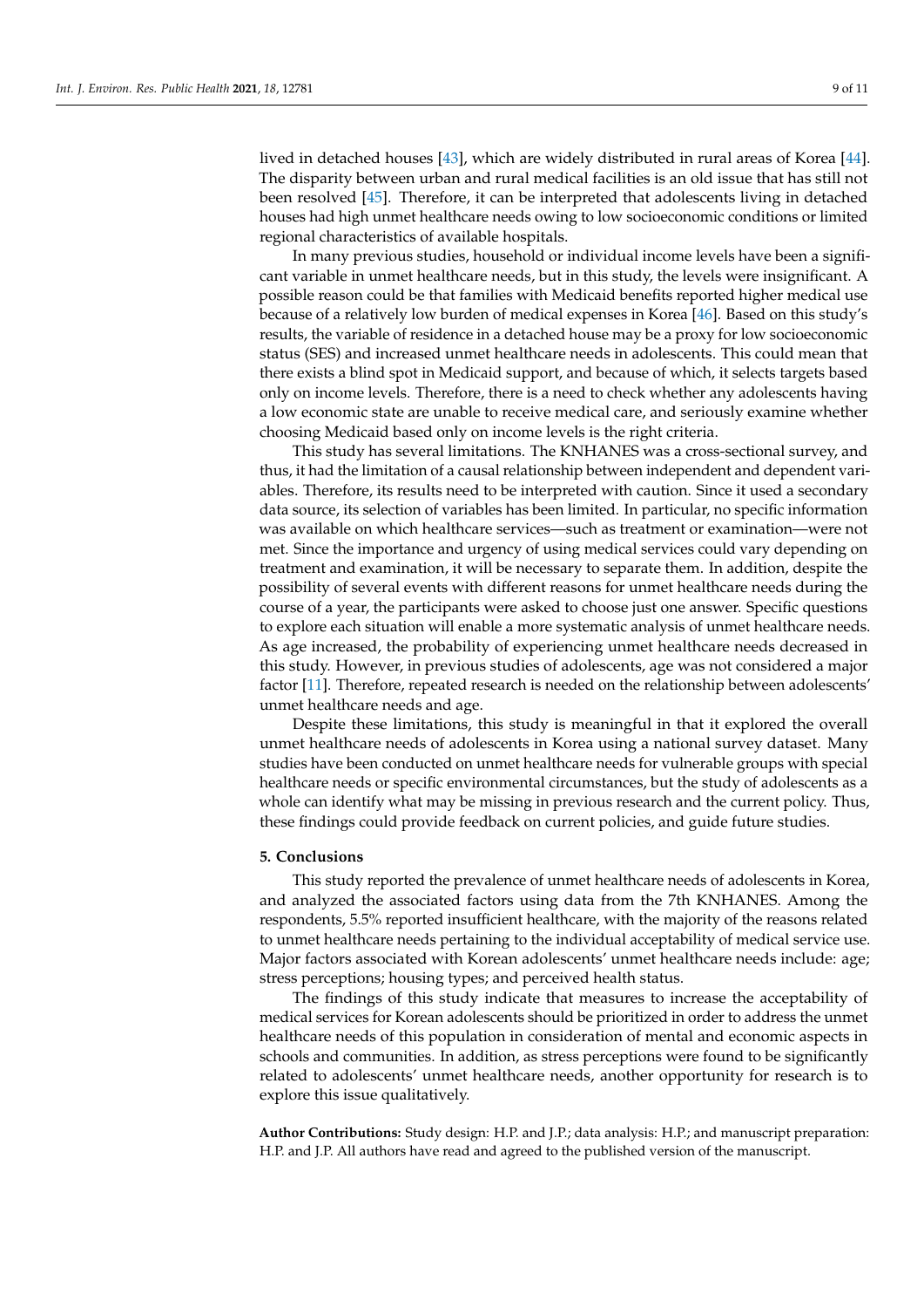lived in detached houses [43], which are widely distributed in rural areas of Korea [44]. The disparity between urban and rural medical facilities is an old issue that has still not been resolved [45]. Therefore, it can be interpreted that adolescents living in detached houses had high unmet healthcare needs owing to low socioeconomic conditions or limited regional characteristics of available hospitals.

In many previous studies, household or individual income levels have been a significant variable in unmet healthcare needs, but in this study, the levels were insignificant. A possible reason could be that families with Medicaid benefits reported higher medical use because of a relatively low burden of medical expenses in Korea [46]. Based on this study's results, the variable of residence in a detached house may be a proxy for low socioeconomic status (SES) and increased unmet healthcare needs in adolescents. This could mean that there exists a blind spot in Medicaid support, and because of which, it selects targets based only on income levels. Therefore, there is a need to check whether any adolescents having a low economic state are unable to receive medical care, and seriously examine whether choosing Medicaid based only on income levels is the right criteria.

This study has several limitations. The KNHANES was a cross-sectional survey, and thus, it had the limitation of a causal relationship between independent and dependent variables. Therefore, its results need to be interpreted with caution. Since it used a secondary data source, its selection of variables has been limited. In particular, no specific information was available on which healthcare services—such as treatment or examination—were not met. Since the importance and urgency of using medical services could vary depending on treatment and examination, it will be necessary to separate them. In addition, despite the possibility of several events with different reasons for unmet healthcare needs during the course of a year, the participants were asked to choose just one answer. Specific questions to explore each situation will enable a more systematic analysis of unmet healthcare needs. As age increased, the probability of experiencing unmet healthcare needs decreased in this study. However, in previous studies of adolescents, age was not considered a major factor [11]. Therefore, repeated research is needed on the relationship between adolescents' unmet healthcare needs and age.

Despite these limitations, this study is meaningful in that it explored the overall unmet healthcare needs of adolescents in Korea using a national survey dataset. Many studies have been conducted on unmet healthcare needs for vulnerable groups with special healthcare needs or specific environmental circumstances, but the study of adolescents as a whole can identify what may be missing in previous research and the current policy. Thus, these findings could provide feedback on current policies, and guide future studies.

## 5. Conclusions

This study reported the prevalence of unmet healthcare needs of adolescents in Korea, and analyzed the associated factors using data from the 7th KNHANES. Among the respondents, 5.5% reported insufficient healthcare, with the majority of the reasons related to unmet healthcare needs pertaining to the individual acceptability of medical service use. Major factors associated with Korean adolescents' unmet healthcare needs include: age; stress perceptions; housing types; and perceived health status.

The findings of this study indicate that measures to increase the acceptability of medical services for Korean adolescents should be prioritized in order to address the unmet healthcare needs of this population in consideration of mental and economic aspects in schools and communities. In addition, as stress perceptions were found to be significantly related to adolescents' unmet healthcare needs, another opportunity for research is to explore this issue qualitatively.

**Author Contributions:** Study design: H.P. and J.P.; data analysis: H.P.; and manuscript preparation: H.P. and J.P. All authors have read and agreed to the published version of the manuscript.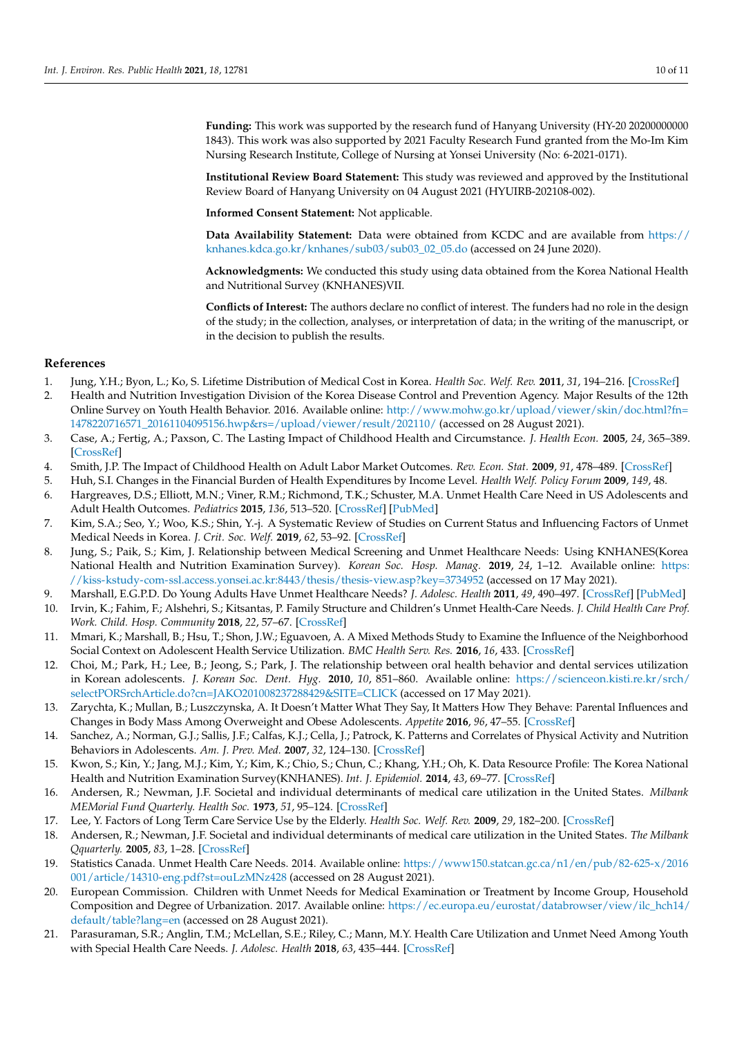**Funding:** This work was supported by the research fund of Hanyang University (HY-20 20200000000 1843). This work was also supported by 2021 Faculty Research Fund granted from the Mo-Im Kim Nursing Research Institute, College of Nursing at Yonsei University (No: 6-2021-0171).

**Institutional Review Board Statement:** This study was reviewed and approved by the Institutional Review Board of Hanyang University on 04 August 2021 (HYUIRB-202108-002).

**Informed Consent Statement:** Not applicable.

**Data Availability Statement:** Data were obtained from KCDC and are available from https://knhanes.kdca.go.kr/knhanes/sub03/sub03_02_05.do (accessed on 24 June 2020).

**Acknowledgments:** We conducted this study using data obtained from the Korea National Health and Nutritional Survey (KNHANES)VII.

**Conflicts of Interest:** The authors declare no conflict of interest. The funders had no role in the design of the study; in the collection, analyses, or interpretation of data; in the writing of the manuscript, or in the decision to publish the results.

## References

1. Jung, Y.H.; Byon, L.; Ko, S. Lifetime Distribution of Medical Cost in Korea. *Health Soc. Welf. Rev.* **2011**, *31*, 194–216. [CrossRef]
2. Health and Nutrition Investigation Division of the Korea Disease Control and Prevention Agency. Major Results of the 12th Online Survey on Youth Health Behavior. 2016. Available online: http://www.mohw.go.kr/upload/viewer/skin/doc.html?fn=1478220716571_20161104095156.hwp&rs=/upload/viewer/result/202110/ (accessed on 28 August 2021).
3. Case, A.; Fertig, A.; Paxson, C. The Lasting Impact of Childhood Health and Circumstance. *J. Health Econ.* **2005**, *24*, 365–389. [CrossRef]
4. Smith, J.P. The Impact of Childhood Health on Adult Labor Market Outcomes. *Rev. Econ. Stat.* **2009**, *91*, 478–489. [CrossRef]
5. Huh, S.I. Changes in the Financial Burden of Health Expenditures by Income Level. *Health Welf. Policy Forum* **2009**, *149*, 48.
6. Hargreaves, D.S.; Elliott, M.N.; Viner, R.M.; Richmond, T.K.; Schuster, M.A. Unmet Health Care Need in US Adolescents and Adult Health Outcomes. *Pediatrics* **2015**, *136*, 513–520. [CrossRef] [PubMed]
7. Kim, S.A.; Seo, Y.; Woo, K.S.; Shin, Y.-j. A Systematic Review of Studies on Current Status and Influencing Factors of Unmet Medical Needs in Korea. *J. Crit. Soc. Welf.* **2019**, *62*, 53–92. [CrossRef]
8. Jung, S.; Paik, S.; Kim, J. Relationship between Medical Screening and Unmet Healthcare Needs: Using KNHANES(Korea National Health and Nutrition Examination Survey). *Korean Soc. Hosp. Manag.* **2019**, *24*, 1–12. Available online: https://kiss-kstudy-com-ssl.access.yonsei.ac.kr:8443/thesis/thesis-view.asp?key=3734952 (accessed on 17 May 2021).
9. Marshall, E.G.P.D. Do Young Adults Have Unmet Healthcare Needs? *J. Adolesc. Health* **2011**, *49*, 490–497. [CrossRef] [PubMed]
10. Irvin, K.; Fahim, F.; Alshehri, S.; Kitsantas, P. Family Structure and Children's Unmet Health-Care Needs. *J. Child Health Care Prof. Work. Child. Hosp. Community* **2018**, *22*, 57–67. [CrossRef]
11. Mmari, K.; Marshall, B.; Hsu, T.; Shon, J.W.; Eguavoen, A. A Mixed Methods Study to Examine the Influence of the Neighborhood Social Context on Adolescent Health Service Utilization. *BMC Health Serv. Res.* **2016**, *16*, 433. [CrossRef]
12. Choi, M.; Park, H.; Lee, B.; Jeong, S.; Park, J. The relationship between oral health behavior and dental services utilization in Korean adolescents. *J. Korean Soc. Dent. Hyg.* **2010**, *10*, 851–860. Available online: https://scienceon.kisti.re.kr/srch/selectPORSrchArticle.do?cn=JAKO201008237288429&SITE=CLICK (accessed on 17 May 2021).
13. Zarychta, K.; Mullan, B.; Luszczynska, A. It Doesn't Matter What They Say, It Matters How They Behave: Parental Influences and Changes in Body Mass Among Overweight and Obese Adolescents. *Appetite* **2016**, *96*, 47–55. [CrossRef]
14. Sanchez, A.; Norman, G.J.; Sallis, J.F.; Calfas, K.J.; Cella, J.; Patrock, K. Patterns and Correlates of Physical Activity and Nutrition Behaviors in Adolescents. *Am. J. Prev. Med.* **2007**, *32*, 124–130. [CrossRef]
15. Kwon, S.; Kin, Y.; Jang, M.J.; Kim, Y.; Kim, K.; Chio, S.; Chun, C.; Khang, Y.H.; Oh, K. Data Resource Profile: The Korea National Health and Nutrition Examination Survey(KNHANES). *Int. J. Epidemiol.* **2014**, *43*, 69–77. [CrossRef]
16. Andersen, R.; Newman, J.F. Societal and individual determinants of medical care utilization in the United States. *Milbank MEMorial Fund Quarterly. Health Soc.* **1973**, *51*, 95–124. [CrossRef]
17. Lee, Y. Factors of Long Term Care Service Use by the Elderly. *Health Soc. Welf. Rev.* **2009**, *29*, 182–200. [CrossRef]
18. Andersen, R.; Newman, J.F. Societal and individual determinants of medical care utilization in the United States. *The Milbank Qquarterly.* **2005**, *83*, 1–28. [CrossRef]
19. Statistics Canada. Unmet Health Care Needs. 2014. Available online: https://www150.statcan.gc.ca/n1/en/pub/82-625-x/2016001/article/14310-eng.pdf?st=ouLzMNz428 (accessed on 28 August 2021).
20. European Commission. Children with Unmet Needs for Medical Examination or Treatment by Income Group, Household Composition and Degree of Urbanization. 2017. Available online: https://ec.europa.eu/eurostat/databrowser/view/ilc_hch14/default/table?lang=en (accessed on 28 August 2021).
21. Parasuraman, S.R.; Anglin, T.M.; McLellan, S.E.; Riley, C.; Mann, M.Y. Health Care Utilization and Unmet Need Among Youth with Special Health Care Needs. *J. Adolesc. Health* **2018**, *63*, 435–444. [CrossRef]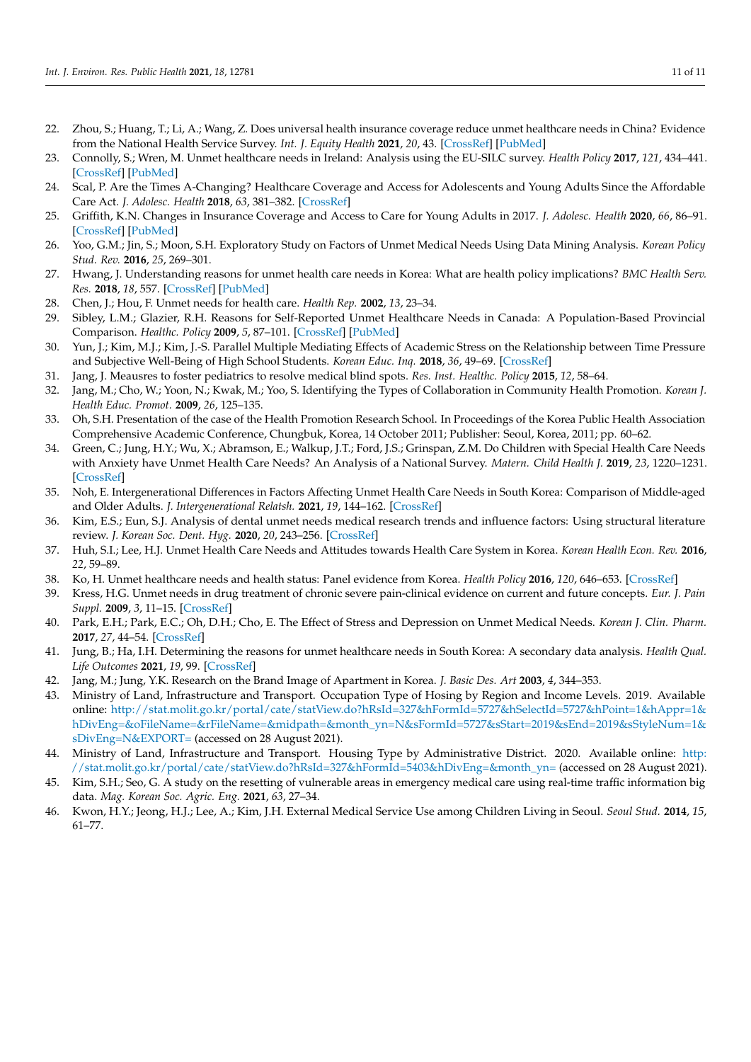22. Zhou, S.; Huang, T.; Li, A.; Wang, Z. Does universal health insurance coverage reduce unmet healthcare needs in China? Evidence from the National Health Service Survey. *Int. J. Equity Health* **2021**, *20*, 43. [CrossRef] [PubMed]
23. Connolly, S.; Wren, M. Unmet healthcare needs in Ireland: Analysis using the EU-SILC survey. *Health Policy* **2017**, *121*, 434–441. [CrossRef] [PubMed]
24. Scal, P. Are the Times A-Changing? Healthcare Coverage and Access for Adolescents and Young Adults Since the Affordable Care Act. *J. Adolesc. Health* **2018**, *63*, 381–382. [CrossRef]
25. Griffith, K.N. Changes in Insurance Coverage and Access to Care for Young Adults in 2017. *J. Adolesc. Health* **2020**, *66*, 86–91. [CrossRef] [PubMed]
26. Yoo, G.M.; Jin, S.; Moon, S.H. Exploratory Study on Factors of Unmet Medical Needs Using Data Mining Analysis. *Korean Policy Stud. Rev.* **2016**, *25*, 269–301.
27. Hwang, J. Understanding reasons for unmet health care needs in Korea: What are health policy implications? *BMC Health Serv. Res.* **2018**, *18*, 557. [CrossRef] [PubMed]
28. Chen, J.; Hou, F. Unmet needs for health care. *Health Rep.* **2002**, *13*, 23–34.
29. Sibley, L.M.; Glazier, R.H. Reasons for Self-Reported Unmet Healthcare Needs in Canada: A Population-Based Provincial Comparison. *Healthc. Policy* **2009**, *5*, 87–101. [CrossRef] [PubMed]
30. Yun, J.; Kim, M.J.; Kim, J.-S. Parallel Multiple Mediating Effects of Academic Stress on the Relationship between Time Pressure and Subjective Well-Being of High School Students. *Korean Educ. Inq.* **2018**, *36*, 49–69. [CrossRef]
31. Jang, J. Meausres to foster pediatrics to resolve medical blind spots. *Res. Inst. Healthc. Policy* **2015**, *12*, 58–64.
32. Jang, M.; Cho, W.; Yoon, N.; Kwak, M.; Yoo, S. Identifying the Types of Collaboration in Community Health Promotion. *Korean J. Health Educ. Promot.* **2009**, *26*, 125–135.
33. Oh, S.H. Presentation of the case of the Health Promotion Research School. In Proceedings of the Korea Public Health Association Comprehensive Academic Conference, Chungbuk, Korea, 14 October 2011; Publisher: Seoul, Korea, 2011; pp. 60–62.
34. Green, C.; Jung, H.Y.; Wu, X.; Abramson, E.; Walkup, J.T.; Ford, J.S.; Grinspan, Z.M. Do Children with Special Health Care Needs with Anxiety have Unmet Health Care Needs? An Analysis of a National Survey. *Matern. Child Health J.* **2019**, *23*, 1220–1231. [CrossRef]
35. Noh, E. Intergenerational Differences in Factors Affecting Unmet Health Care Needs in South Korea: Comparison of Middle-aged and Older Adults. *J. Intergenerational Relatsh.* **2021**, *19*, 144–162. [CrossRef]
36. Kim, E.S.; Eun, S.J. Analysis of dental unmet needs medical research trends and influence factors: Using structural literature review. *J. Korean Soc. Dent. Hyg.* **2020**, *20*, 243–256. [CrossRef]
37. Huh, S.I.; Lee, H.J. Unmet Health Care Needs and Attitudes towards Health Care System in Korea. *Korean Health Econ. Rev.* **2016**, *22*, 59–89.
38. Ko, H. Unmet healthcare needs and health status: Panel evidence from Korea. *Health Policy* **2016**, *120*, 646–653. [CrossRef]
39. Kress, H.G. Unmet needs in drug treatment of chronic severe pain-clinical evidence on current and future concepts. *Eur. J. Pain Suppl.* **2009**, *3*, 11–15. [CrossRef]
40. Park, E.H.; Park, E.C.; Oh, D.H.; Cho, E. The Effect of Stress and Depression on Unmet Medical Needs. *Korean J. Clin. Pharm.* **2017**, *27*, 44–54. [CrossRef]
41. Jung, B.; Ha, I.H. Determining the reasons for unmet healthcare needs in South Korea: A secondary data analysis. *Health Qual. Life Outcomes* **2021**, *19*, 99. [CrossRef]
42. Jang, M.; Jung, Y.K. Research on the Brand Image of Apartment in Korea. *J. Basic Des. Art* **2003**, *4*, 344–353.
43. Ministry of Land, Infrastructure and Transport. Occupation Type of Hosing by Region and Income Levels. 2019. Available online: http://stat.molit.go.kr/portal/cate/statView.do?hRsId=327&hFormId=5727&hSelectId=5727&hPoint=1&hAppr=1&hDivEng=&oFileName=&rFileName=&midpath=&month_yn=N&sFormId=5727&sStart=2019&sEnd=2019&sStyleNum=1&sDivEng=N&EXPORT= (accessed on 28 August 2021).
44. Ministry of Land, Infrastructure and Transport. Housing Type by Administrative District. 2020. Available online: http://stat.molit.go.kr/portal/cate/statView.do?hRsId=327&hFormId=5403&hDivEng=&month_yn= (accessed on 28 August 2021).
45. Kim, S.H.; Seo, G. A study on the resetting of vulnerable areas in emergency medical care using real-time traffic information big data. *Mag. Korean Soc. Agric. Eng.* **2021**, *63*, 27–34.
46. Kwon, H.Y.; Jeong, H.J.; Lee, A.; Kim, J.H. External Medical Service Use among Children Living in Seoul. *Seoul Stud.* **2014**, *15*, 61–77.